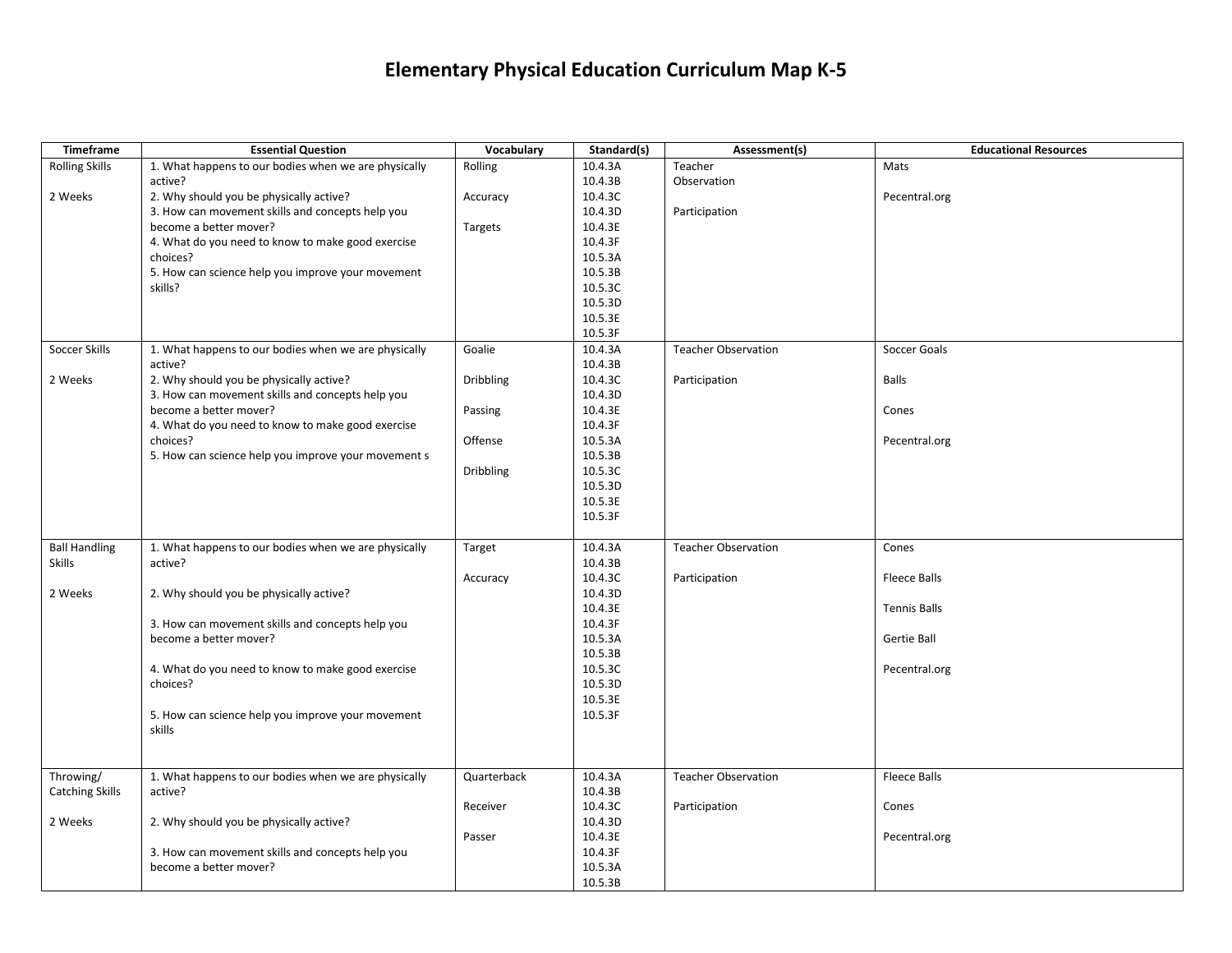# Elementary Physical Education Curriculum Map K-5

| Timeframe | Essential Question | Vocabulary | Standard(s) | Assessment(s) | Educational Resources |
|---|---|---|---|---|---|
| Rolling Skills<br><br>2 Weeks | 1. What happens to our bodies when we are physically active?<br>2. Why should you be physically active?<br>3. How can movement skills and concepts help you become a better mover?<br>4. What do you need to know to make good exercise choices?<br>5. How can science help you improve your movement skills? | Rolling<br><br>Accuracy<br><br>Targets | 10.4.3A<br>10.4.3B<br>10.4.3C<br>10.4.3D<br>10.4.3E<br>10.4.3F<br>10.5.3A<br>10.5.3B<br>10.5.3C<br>10.5.3D<br>10.5.3E<br>10.5.3F | Teacher Observation<br><br>Participation | Mats<br><br>Pecentral.org |
| Soccer Skills<br><br>2 Weeks | 1. What happens to our bodies when we are physically active?<br>2. Why should you be physically active?<br>3. How can movement skills and concepts help you become a better mover?<br>4. What do you need to know to make good exercise choices?<br>5. How can science help you improve your movement s | Goalie<br><br>Dribbling<br><br>Passing<br><br>Offense<br><br>Dribbling | 10.4.3A<br>10.4.3B<br>10.4.3C<br>10.4.3D<br>10.4.3E<br>10.4.3F<br>10.5.3A<br>10.5.3B<br>10.5.3C<br>10.5.3D<br>10.5.3E<br>10.5.3F | Teacher Observation<br><br>Participation | Soccer Goals<br><br>Balls<br><br>Cones<br><br>Pecentral.org |
| Ball Handling Skills<br><br>2 Weeks | 1. What happens to our bodies when we are physically active?<br><br>2. Why should you be physically active?<br><br>3. How can movement skills and concepts help you become a better mover?<br><br>4. What do you need to know to make good exercise choices?<br><br>5. How can science help you improve your movement skills | Target<br><br>Accuracy | 10.4.3A<br>10.4.3B<br>10.4.3C<br>10.4.3D<br>10.4.3E<br>10.4.3F<br>10.5.3A<br>10.5.3B<br>10.5.3C<br>10.5.3D<br>10.5.3E<br>10.5.3F | Teacher Observation<br><br>Participation | Cones<br><br>Fleece Balls<br><br>Tennis Balls<br><br>Gertie Ball<br><br>Pecentral.org |
| Throwing/ Catching Skills<br><br>2 Weeks | 1. What happens to our bodies when we are physically active?<br><br>2. Why should you be physically active?<br><br>3. How can movement skills and concepts help you become a better mover? | Quarterback<br><br>Receiver<br><br>Passer | 10.4.3A<br>10.4.3B<br>10.4.3C<br>10.4.3D<br>10.4.3E<br>10.4.3F<br>10.5.3A<br>10.5.3B | Teacher Observation<br><br>Participation | Fleece Balls<br><br>Cones<br><br>Pecentral.org |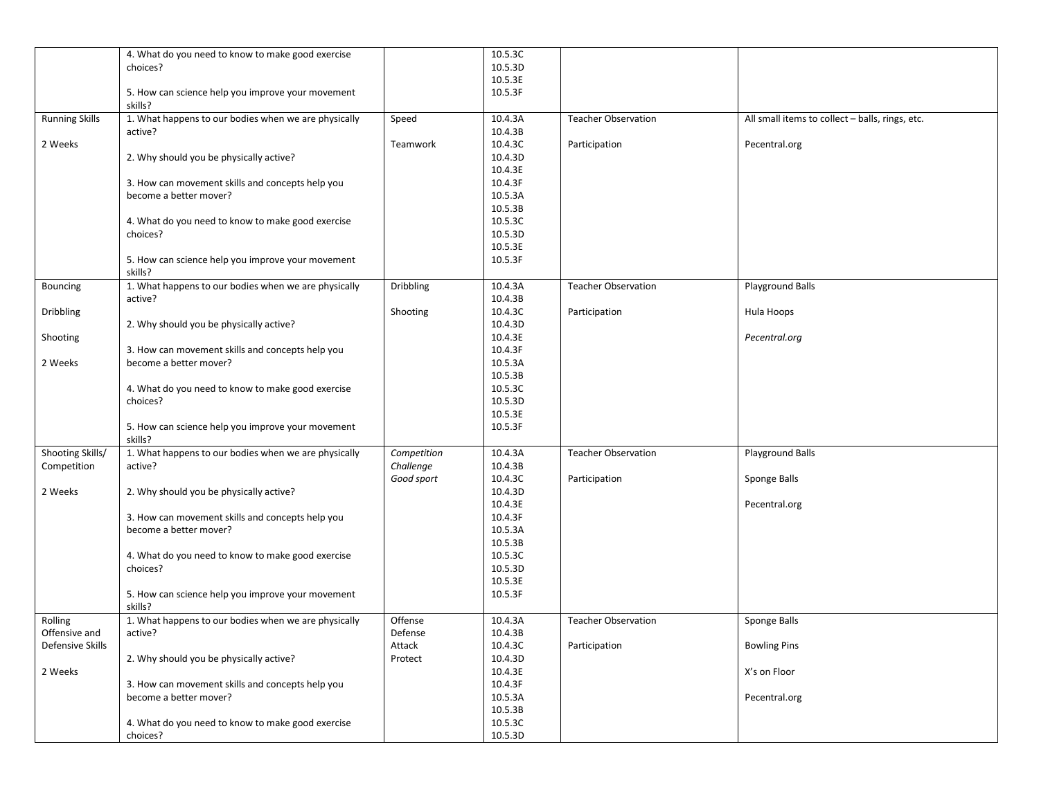| | | | | | |
|---|---|---|---|---|---|
| | 4. What do you need to know to make good exercise choices?<br><br>5. How can science help you improve your movement skills? | | 10.5.3C<br>10.5.3D<br>10.5.3E<br>10.5.3F | | |
| Running Skills<br><br>2 Weeks | 1. What happens to our bodies when we are physically active?<br><br>2. Why should you be physically active?<br><br>3. How can movement skills and concepts help you become a better mover?<br><br>4. What do you need to know to make good exercise choices?<br><br>5. How can science help you improve your movement skills? | Speed<br><br>Teamwork | 10.4.3A<br>10.4.3B<br>10.4.3C<br>10.4.3D<br>10.4.3E<br>10.4.3F<br>10.5.3A<br>10.5.3B<br>10.5.3C<br>10.5.3D<br>10.5.3E<br>10.5.3F | Teacher Observation<br><br>Participation | All small items to collect – balls, rings, etc.<br><br>Pecentral.org |
| Bouncing<br><br>Dribbling<br><br>Shooting<br><br>2 Weeks | 1. What happens to our bodies when we are physically active?<br><br>2. Why should you be physically active?<br><br>3. How can movement skills and concepts help you become a better mover?<br><br>4. What do you need to know to make good exercise choices?<br><br>5. How can science help you improve your movement skills? | Dribbling<br><br>Shooting | 10.4.3A<br>10.4.3B<br>10.4.3C<br>10.4.3D<br>10.4.3E<br>10.4.3F<br>10.5.3A<br>10.5.3B<br>10.5.3C<br>10.5.3D<br>10.5.3E<br>10.5.3F | Teacher Observation<br><br>Participation | Playground Balls<br><br>Hula Hoops<br><br>*Pecentral.org* |
| Shooting Skills/ Competition<br><br>2 Weeks | 1. What happens to our bodies when we are physically active?<br><br>2. Why should you be physically active?<br><br>3. How can movement skills and concepts help you become a better mover?<br><br>4. What do you need to know to make good exercise choices?<br><br>5. How can science help you improve your movement skills? | *Competition*<br>*Challenge*<br>*Good sport* | 10.4.3A<br>10.4.3B<br>10.4.3C<br>10.4.3D<br>10.4.3E<br>10.4.3F<br>10.5.3A<br>10.5.3B<br>10.5.3C<br>10.5.3D<br>10.5.3E<br>10.5.3F | Teacher Observation<br><br>Participation | Playground Balls<br><br>Sponge Balls<br><br>Pecentral.org |
| Rolling Offensive and Defensive Skills<br><br>2 Weeks | 1. What happens to our bodies when we are physically active?<br><br>2. Why should you be physically active?<br><br>3. How can movement skills and concepts help you become a better mover?<br><br>4. What do you need to know to make good exercise choices? | Offense<br>Defense<br>Attack<br>Protect | 10.4.3A<br>10.4.3B<br>10.4.3C<br>10.4.3D<br>10.4.3E<br>10.4.3F<br>10.5.3A<br>10.5.3B<br>10.5.3C<br>10.5.3D | Teacher Observation<br><br>Participation | Sponge Balls<br><br>Bowling Pins<br><br>X's on Floor<br><br>Pecentral.org |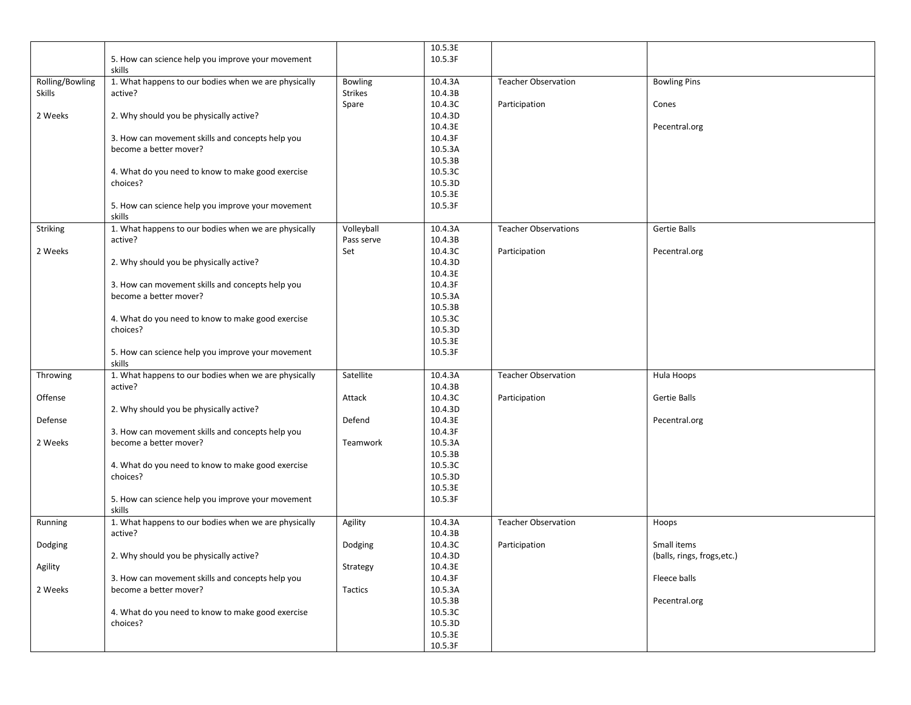| | | | | | |
|---|---|---|---|---|---|
| | 5. How can science help you improve your movement skills | | 10.5.3E<br>10.5.3F | | |
| Rolling/Bowling Skills<br><br>2 Weeks | 1. What happens to our bodies when we are physically active?<br><br>2. Why should you be physically active?<br><br>3. How can movement skills and concepts help you become a better mover?<br><br>4. What do you need to know to make good exercise choices?<br><br>5. How can science help you improve your movement skills | Bowling<br>Strikes<br>Spare | 10.4.3A<br>10.4.3B<br>10.4.3C<br>10.4.3D<br>10.4.3E<br>10.4.3F<br>10.5.3A<br>10.5.3B<br>10.5.3C<br>10.5.3D<br>10.5.3E<br>10.5.3F | Teacher Observation<br><br>Participation | Bowling Pins<br><br>Cones<br><br>Pecentral.org |
| Striking<br><br>2 Weeks | 1. What happens to our bodies when we are physically active?<br><br>2. Why should you be physically active?<br><br>3. How can movement skills and concepts help you become a better mover?<br><br>4. What do you need to know to make good exercise choices?<br><br>5. How can science help you improve your movement skills | Volleyball<br>Pass serve<br>Set | 10.4.3A<br>10.4.3B<br>10.4.3C<br>10.4.3D<br>10.4.3E<br>10.4.3F<br>10.5.3A<br>10.5.3B<br>10.5.3C<br>10.5.3D<br>10.5.3E<br>10.5.3F | Teacher Observations<br><br>Participation | Gertie Balls<br><br>Pecentral.org |
| Throwing<br><br>Offense<br><br>Defense<br><br>2 Weeks | 1. What happens to our bodies when we are physically active?<br><br>2. Why should you be physically active?<br><br>3. How can movement skills and concepts help you become a better mover?<br><br>4. What do you need to know to make good exercise choices?<br><br>5. How can science help you improve your movement skills | Satellite<br><br>Attack<br><br>Defend<br><br>Teamwork | 10.4.3A<br>10.4.3B<br>10.4.3C<br>10.4.3D<br>10.4.3E<br>10.4.3F<br>10.5.3A<br>10.5.3B<br>10.5.3C<br>10.5.3D<br>10.5.3E<br>10.5.3F | Teacher Observation<br><br>Participation | Hula Hoops<br><br>Gertie Balls<br><br>Pecentral.org |
| Running<br><br>Dodging<br><br>Agility<br><br>2 Weeks | 1. What happens to our bodies when we are physically active?<br><br>2. Why should you be physically active?<br><br>3. How can movement skills and concepts help you become a better mover?<br><br>4. What do you need to know to make good exercise choices? | Agility<br><br>Dodging<br><br>Strategy<br><br>Tactics | 10.4.3A<br>10.4.3B<br>10.4.3C<br>10.4.3D<br>10.4.3E<br>10.4.3F<br>10.5.3A<br>10.5.3B<br>10.5.3C<br>10.5.3D<br>10.5.3E<br>10.5.3F | Teacher Observation<br><br>Participation | Hoops<br><br>Small items<br>(balls, rings, frogs,etc.)<br><br>Fleece balls<br><br>Pecentral.org |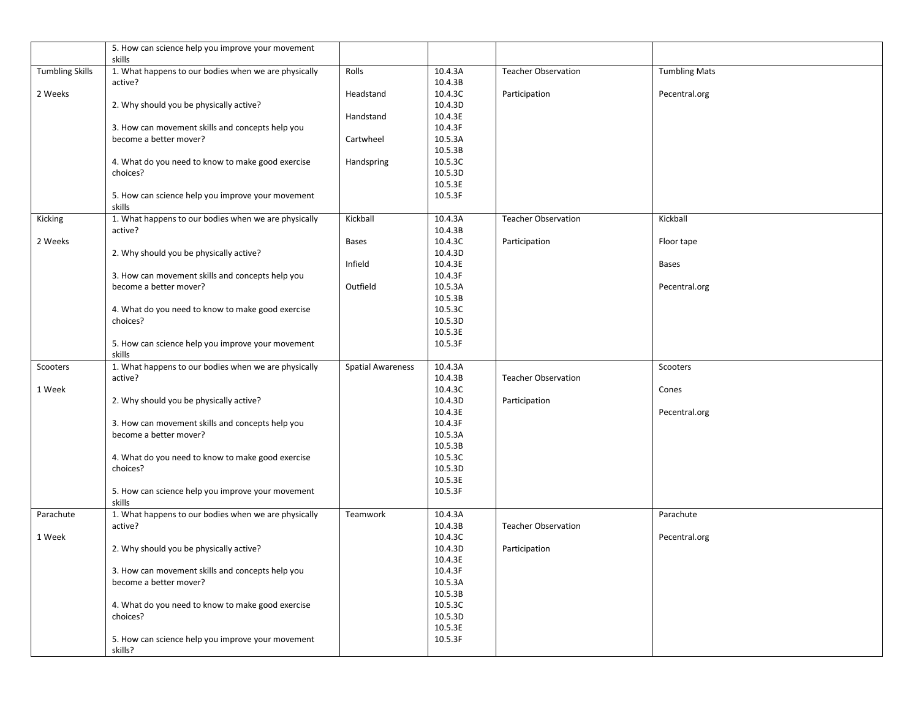| | 5. How can science help you improve your movement skills | | | | |
|---|---|---|---|---|---|
| Tumbling Skills<br><br>2 Weeks | 1. What happens to our bodies when we are physically active?<br><br>2. Why should you be physically active?<br><br>3. How can movement skills and concepts help you become a better mover?<br><br>4. What do you need to know to make good exercise choices?<br><br>5. How can science help you improve your movement skills | Rolls<br><br>Headstand<br><br>Handstand<br><br>Cartwheel<br><br>Handspring | 10.4.3A<br>10.4.3B<br>10.4.3C<br>10.4.3D<br>10.4.3E<br>10.4.3F<br>10.5.3A<br>10.5.3B<br>10.5.3C<br>10.5.3D<br>10.5.3E<br>10.5.3F | Teacher Observation<br><br>Participation | Tumbling Mats<br><br>Pecentral.org |
| Kicking<br><br>2 Weeks | 1. What happens to our bodies when we are physically active?<br><br>2. Why should you be physically active?<br><br>3. How can movement skills and concepts help you become a better mover?<br><br>4. What do you need to know to make good exercise choices?<br><br>5. How can science help you improve your movement skills | Kickball<br><br>Bases<br><br>Infield<br><br>Outfield | 10.4.3A<br>10.4.3B<br>10.4.3C<br>10.4.3D<br>10.4.3E<br>10.4.3F<br>10.5.3A<br>10.5.3B<br>10.5.3C<br>10.5.3D<br>10.5.3E<br>10.5.3F | Teacher Observation<br><br>Participation | Kickball<br><br>Floor tape<br><br>Bases<br><br>Pecentral.org |
| Scooters<br><br>1 Week | 1. What happens to our bodies when we are physically active?<br><br>2. Why should you be physically active?<br><br>3. How can movement skills and concepts help you become a better mover?<br><br>4. What do you need to know to make good exercise choices?<br><br>5. How can science help you improve your movement skills | Spatial Awareness | 10.4.3A<br>10.4.3B<br>10.4.3C<br>10.4.3D<br>10.4.3E<br>10.4.3F<br>10.5.3A<br>10.5.3B<br>10.5.3C<br>10.5.3D<br>10.5.3E<br>10.5.3F | Teacher Observation<br><br>Participation | Scooters<br><br>Cones<br><br>Pecentral.org |
| Parachute<br><br>1 Week | 1. What happens to our bodies when we are physically active?<br><br>2. Why should you be physically active?<br><br>3. How can movement skills and concepts help you become a better mover?<br><br>4. What do you need to know to make good exercise choices?<br><br>5. How can science help you improve your movement skills? | Teamwork | 10.4.3A<br>10.4.3B<br>10.4.3C<br>10.4.3D<br>10.4.3E<br>10.4.3F<br>10.5.3A<br>10.5.3B<br>10.5.3C<br>10.5.3D<br>10.5.3E<br>10.5.3F | Teacher Observation<br><br>Participation | Parachute<br><br>Pecentral.org |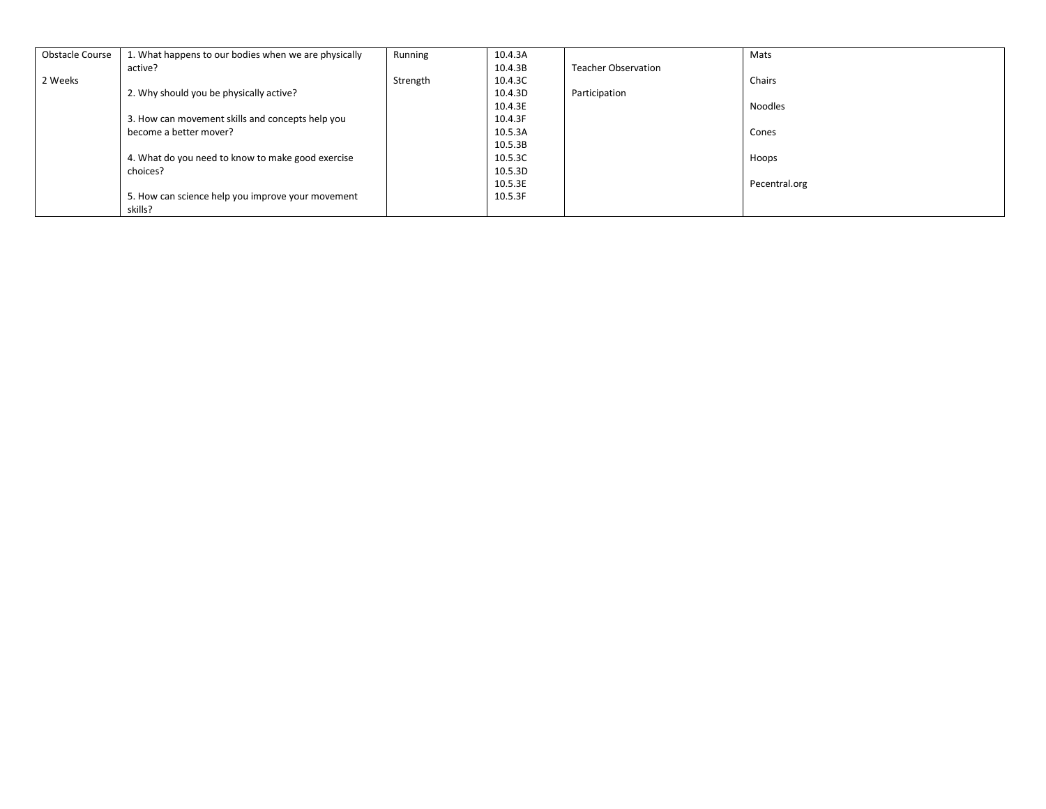| | | | | | |
|---|---|---|---|---|---|
| Obstacle Course<br><br>2 Weeks | 1. What happens to our bodies when we are physically active?<br><br>2. Why should you be physically active?<br><br>3. How can movement skills and concepts help you become a better mover?<br><br>4. What do you need to know to make good exercise choices?<br><br>5. How can science help you improve your movement skills? | Running<br><br>Strength | 10.4.3A<br>10.4.3B<br>10.4.3C<br>10.4.3D<br>10.4.3E<br>10.4.3F<br>10.5.3A<br>10.5.3B<br>10.5.3C<br>10.5.3D<br>10.5.3E<br>10.5.3F | Teacher Observation<br><br>Participation | Mats<br><br>Chairs<br><br>Noodles<br><br>Cones<br><br>Hoops<br><br>Pecentral.org |